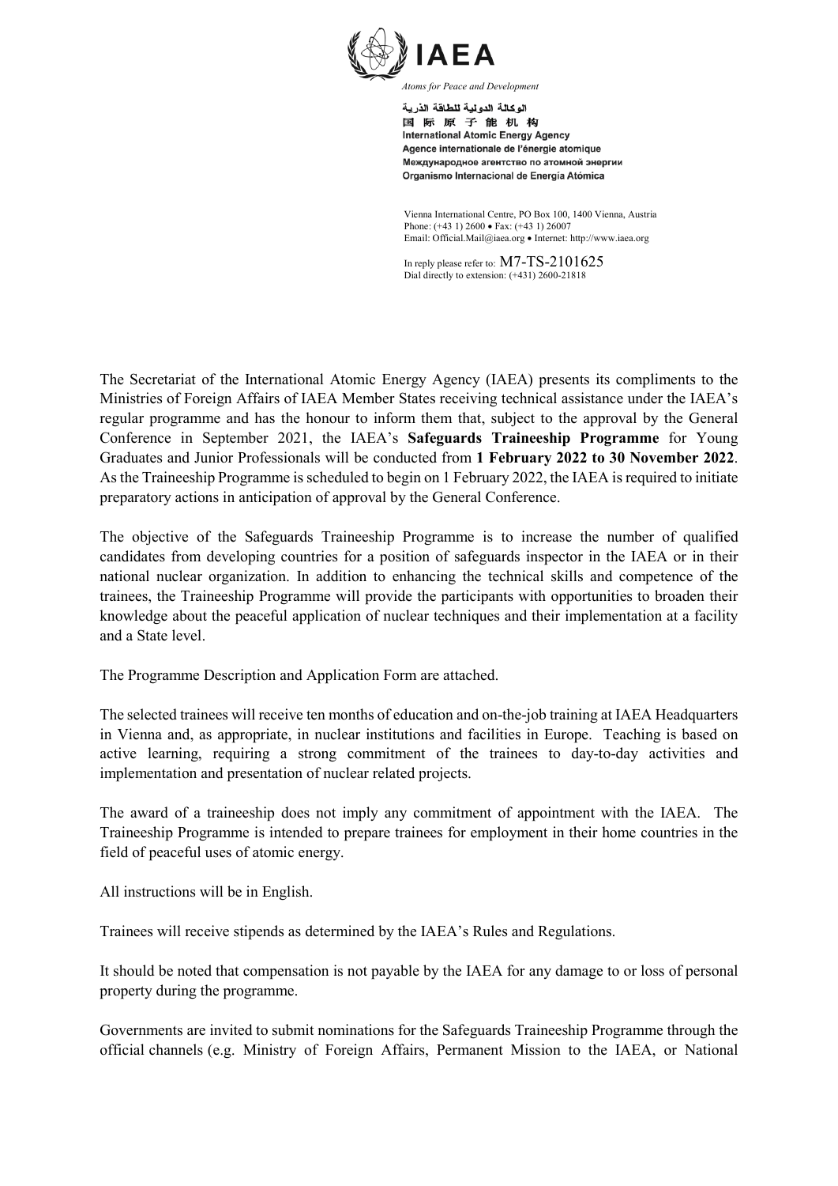IAEA

*Atoms for Peace and Development*

الوكالة الدولية للطاقة الذرية
国际原子能机构
International Atomic Energy Agency
Agence internationale de l'énergie atomique
Международное агентство по атомной энергии
Organismo Internacional de Energía Atómica

Vienna International Centre, PO Box 100, 1400 Vienna, Austria
Phone: (+43 1) 2600 • Fax: (+43 1) 26007
Email: Official.Mail@iaea.org • Internet: http://www.iaea.org

In reply please refer to: M7-TS-2101625
Dial directly to extension: (+431) 2600-21818

The Secretariat of the International Atomic Energy Agency (IAEA) presents its compliments to the Ministries of Foreign Affairs of IAEA Member States receiving technical assistance under the IAEA's regular programme and has the honour to inform them that, subject to the approval by the General Conference in September 2021, the IAEA's **Safeguards Traineeship Programme** for Young Graduates and Junior Professionals will be conducted from **1 February 2022 to 30 November 2022**. As the Traineeship Programme is scheduled to begin on 1 February 2022, the IAEA is required to initiate preparatory actions in anticipation of approval by the General Conference.

The objective of the Safeguards Traineeship Programme is to increase the number of qualified candidates from developing countries for a position of safeguards inspector in the IAEA or in their national nuclear organization. In addition to enhancing the technical skills and competence of the trainees, the Traineeship Programme will provide the participants with opportunities to broaden their knowledge about the peaceful application of nuclear techniques and their implementation at a facility and a State level.

The Programme Description and Application Form are attached.

The selected trainees will receive ten months of education and on-the-job training at IAEA Headquarters in Vienna and, as appropriate, in nuclear institutions and facilities in Europe. Teaching is based on active learning, requiring a strong commitment of the trainees to day-to-day activities and implementation and presentation of nuclear related projects.

The award of a traineeship does not imply any commitment of appointment with the IAEA. The Traineeship Programme is intended to prepare trainees for employment in their home countries in the field of peaceful uses of atomic energy.

All instructions will be in English.

Trainees will receive stipends as determined by the IAEA's Rules and Regulations.

It should be noted that compensation is not payable by the IAEA for any damage to or loss of personal property during the programme.

Governments are invited to submit nominations for the Safeguards Traineeship Programme through the official channels (e.g. Ministry of Foreign Affairs, Permanent Mission to the IAEA, or National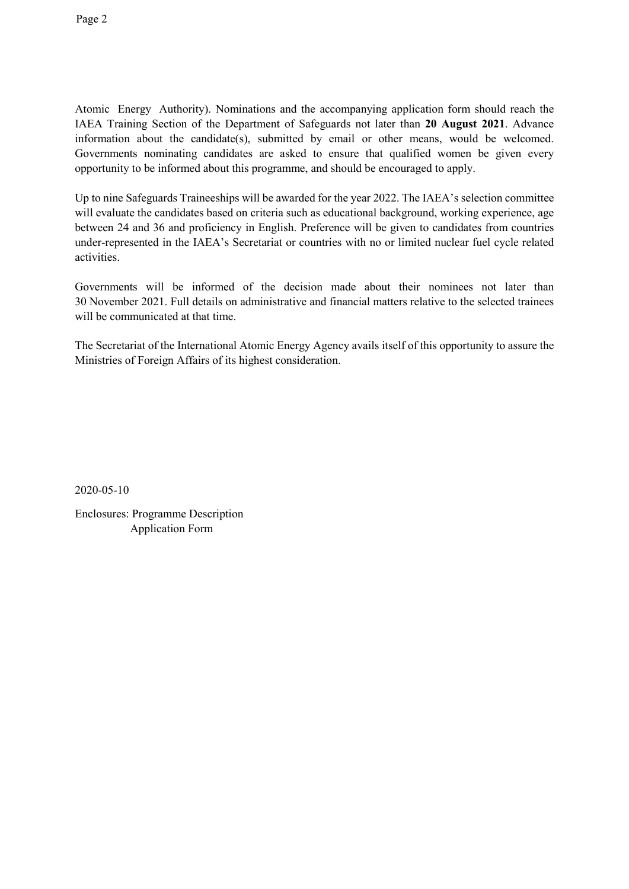Atomic Energy Authority). Nominations and the accompanying application form should reach the IAEA Training Section of the Department of Safeguards not later than **20 August 2021**. Advance information about the candidate(s), submitted by email or other means, would be welcomed. Governments nominating candidates are asked to ensure that qualified women be given every opportunity to be informed about this programme, and should be encouraged to apply.

Up to nine Safeguards Traineeships will be awarded for the year 2022. The IAEA's selection committee will evaluate the candidates based on criteria such as educational background, working experience, age between 24 and 36 and proficiency in English. Preference will be given to candidates from countries under-represented in the IAEA's Secretariat or countries with no or limited nuclear fuel cycle related activities.

Governments will be informed of the decision made about their nominees not later than 30 November 2021. Full details on administrative and financial matters relative to the selected trainees will be communicated at that time.

The Secretariat of the International Atomic Energy Agency avails itself of this opportunity to assure the Ministries of Foreign Affairs of its highest consideration.

2020-05-10

Enclosures: Programme Description
Application Form